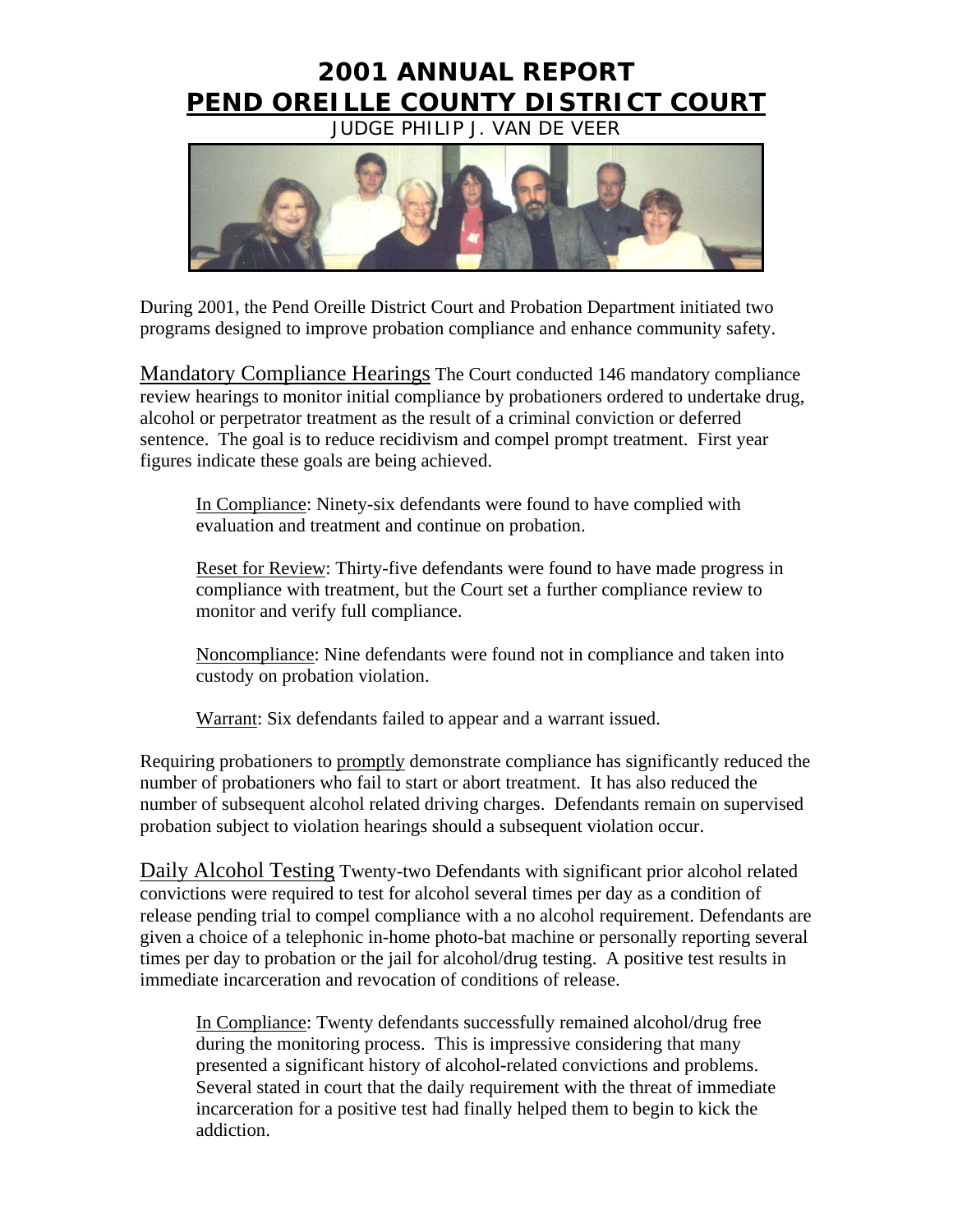# 2001 ANNUAL REPORT

## PEND OREILLE COUNTY DISTRICT COURT

JUDGE PHILIP J. VAN DE VEER

During 2001, the Pend Oreille District Court and Probation Department initiated two programs designed to improve probation compliance and enhance community safety.

Mandatory Compliance Hearings The Court conducted 146 mandatory compliance review hearings to monitor initial compliance by probationers ordered to undertake drug, alcohol or perpetrator treatment as the result of a criminal conviction or deferred sentence. The goal is to reduce recidivism and compel prompt treatment. First year figures indicate these goals are being achieved.

> In Compliance: Ninety-six defendants were found to have complied with evaluation and treatment and continue on probation.
>
> Reset for Review: Thirty-five defendants were found to have made progress in compliance with treatment, but the Court set a further compliance review to monitor and verify full compliance.
>
> Noncompliance: Nine defendants were found not in compliance and taken into custody on probation violation.
>
> Warrant: Six defendants failed to appear and a warrant issued.

Requiring probationers to promptly demonstrate compliance has significantly reduced the number of probationers who fail to start or abort treatment. It has also reduced the number of subsequent alcohol related driving charges. Defendants remain on supervised probation subject to violation hearings should a subsequent violation occur.

Daily Alcohol Testing Twenty-two Defendants with significant prior alcohol related convictions were required to test for alcohol several times per day as a condition of release pending trial to compel compliance with a no alcohol requirement. Defendants are given a choice of a telephonic in-home photo-bat machine or personally reporting several times per day to probation or the jail for alcohol/drug testing. A positive test results in immediate incarceration and revocation of conditions of release.

> In Compliance: Twenty defendants successfully remained alcohol/drug free during the monitoring process. This is impressive considering that many presented a significant history of alcohol-related convictions and problems. Several stated in court that the daily requirement with the threat of immediate incarceration for a positive test had finally helped them to begin to kick the addiction.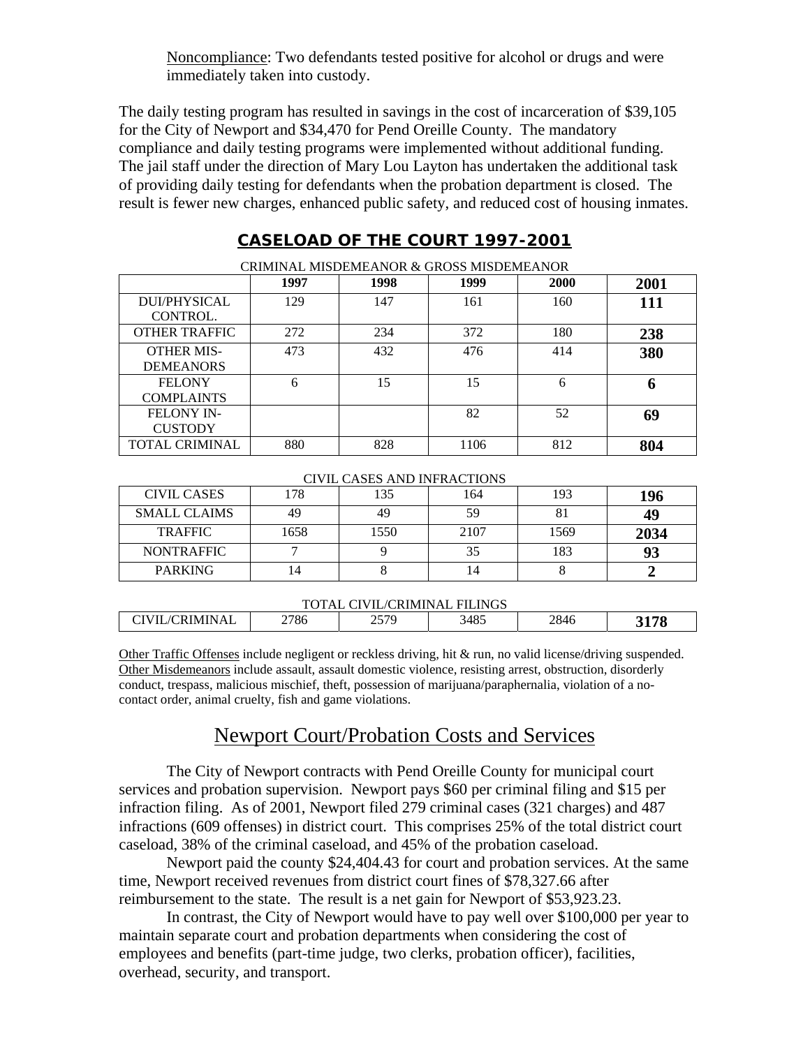Noncompliance: Two defendants tested positive for alcohol or drugs and were immediately taken into custody.

The daily testing program has resulted in savings in the cost of incarceration of $39,105 for the City of Newport and $34,470 for Pend Oreille County. The mandatory compliance and daily testing programs were implemented without additional funding. The jail staff under the direction of Mary Lou Layton has undertaken the additional task of providing daily testing for defendants when the probation department is closed. The result is fewer new charges, enhanced public safety, and reduced cost of housing inmates.

## CASELOAD OF THE COURT 1997-2001

CRIMINAL MISDEMEANOR & GROSS MISDEMEANOR

| | 1997 | 1998 | 1999 | 2000 | **2001** |
|---|---|---|---|---|---|
| DUI/PHYSICAL CONTROL. | 129 | 147 | 161 | 160 | **111** |
| OTHER TRAFFIC | 272 | 234 | 372 | 180 | **238** |
| OTHER MIS-DEMEANORS | 473 | 432 | 476 | 414 | **380** |
| FELONY COMPLAINTS | 6 | 15 | 15 | 6 | **6** |
| FELONY IN-CUSTODY | | | 82 | 52 | **69** |
| TOTAL CRIMINAL | 880 | 828 | 1106 | 812 | **804** |

CIVIL CASES AND INFRACTIONS

| | | | | | |
|---|---|---|---|---|---|
| CIVIL CASES | 178 | 135 | 164 | 193 | **196** |
| SMALL CLAIMS | 49 | 49 | 59 | 81 | **49** |
| TRAFFIC | 1658 | 1550 | 2107 | 1569 | **2034** |
| NONTRAFFIC | 7 | 9 | 35 | 183 | **93** |
| PARKING | 14 | 8 | 14 | 8 | **2** |

TOTAL CIVIL/CRIMINAL FILINGS

| | | | | | |
|---|---|---|---|---|---|
| CIVIL/CRIMINAL | 2786 | 2579 | 3485 | 2846 | **3178** |

Other Traffic Offenses include negligent or reckless driving, hit & run, no valid license/driving suspended. Other Misdemeanors include assault, assault domestic violence, resisting arrest, obstruction, disorderly conduct, trespass, malicious mischief, theft, possession of marijuana/paraphernalia, violation of a no-contact order, animal cruelty, fish and game violations.

## Newport Court/Probation Costs and Services

The City of Newport contracts with Pend Oreille County for municipal court services and probation supervision. Newport pays $60 per criminal filing and $15 per infraction filing. As of 2001, Newport filed 279 criminal cases (321 charges) and 487 infractions (609 offenses) in district court. This comprises 25% of the total district court caseload, 38% of the criminal caseload, and 45% of the probation caseload.

Newport paid the county $24,404.43 for court and probation services. At the same time, Newport received revenues from district court fines of $78,327.66 after reimbursement to the state. The result is a net gain for Newport of $53,923.23.

In contrast, the City of Newport would have to pay well over $100,000 per year to maintain separate court and probation departments when considering the cost of employees and benefits (part-time judge, two clerks, probation officer), facilities, overhead, security, and transport.